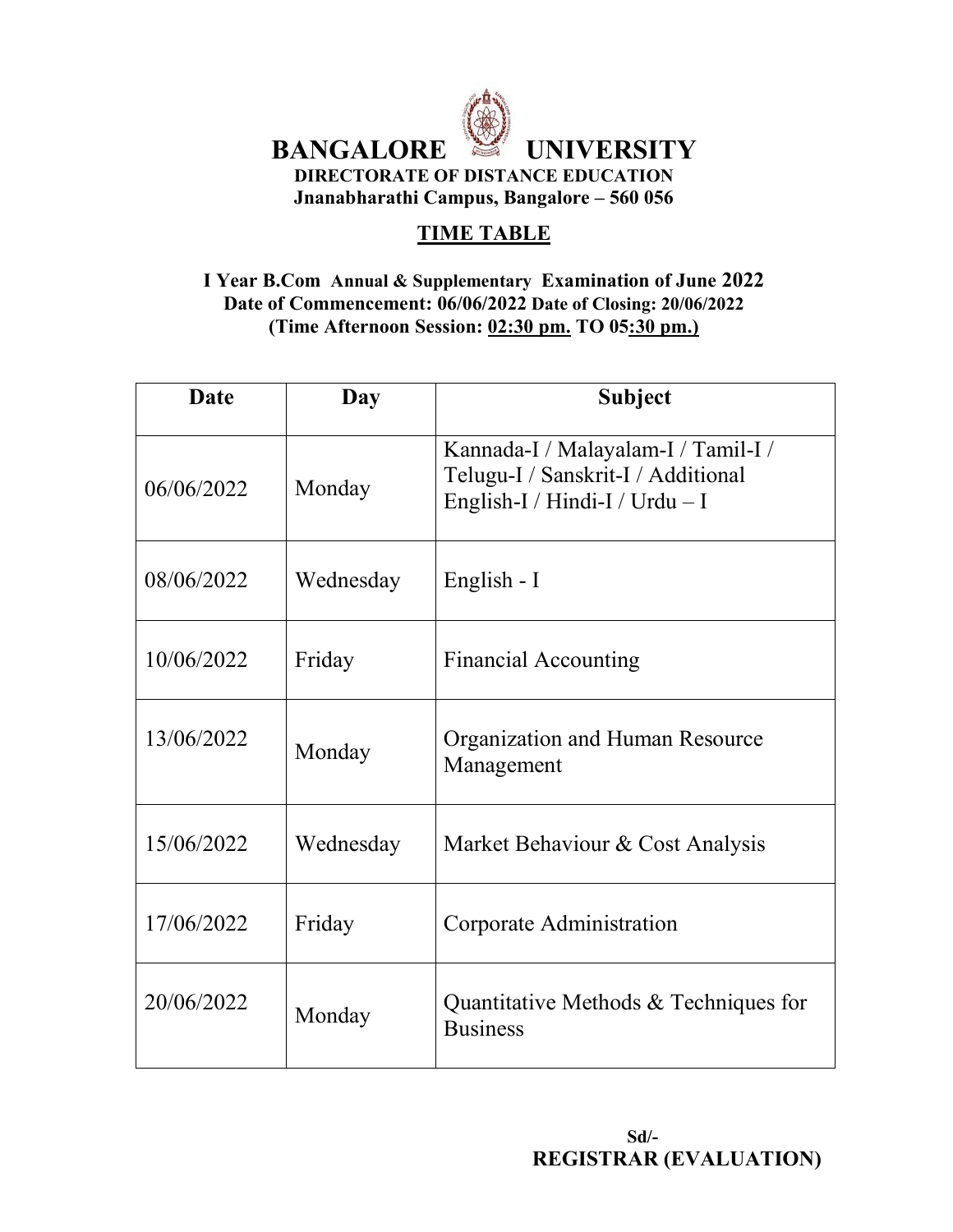# BANGALORE UNIVERSITY

**DIRECTORATE OF DISTANCE EDUCATION**

**Jnanabharathi Campus, Bangalore – 560 056**

## TIME TABLE

**I Year B.Com Annual & Supplementary Examination of June 2022**

**Date of Commencement: 06/06/2022 Date of Closing: 20/06/2022**

**(Time Afternoon Session: 02:30 pm. TO 05:30 pm.)**

| Date | Day | Subject |
|---|---|---|
| 06/06/2022 | Monday | Kannada-I / Malayalam-I / Tamil-I / Telugu-I / Sanskrit-I / Additional English-I / Hindi-I / Urdu – I |
| 08/06/2022 | Wednesday | English - I |
| 10/06/2022 | Friday | Financial Accounting |
| 13/06/2022 | Monday | Organization and Human Resource Management |
| 15/06/2022 | Wednesday | Market Behaviour & Cost Analysis |
| 17/06/2022 | Friday | Corporate Administration |
| 20/06/2022 | Monday | Quantitative Methods & Techniques for Business |

**Sd/-**

**REGISTRAR (EVALUATION)**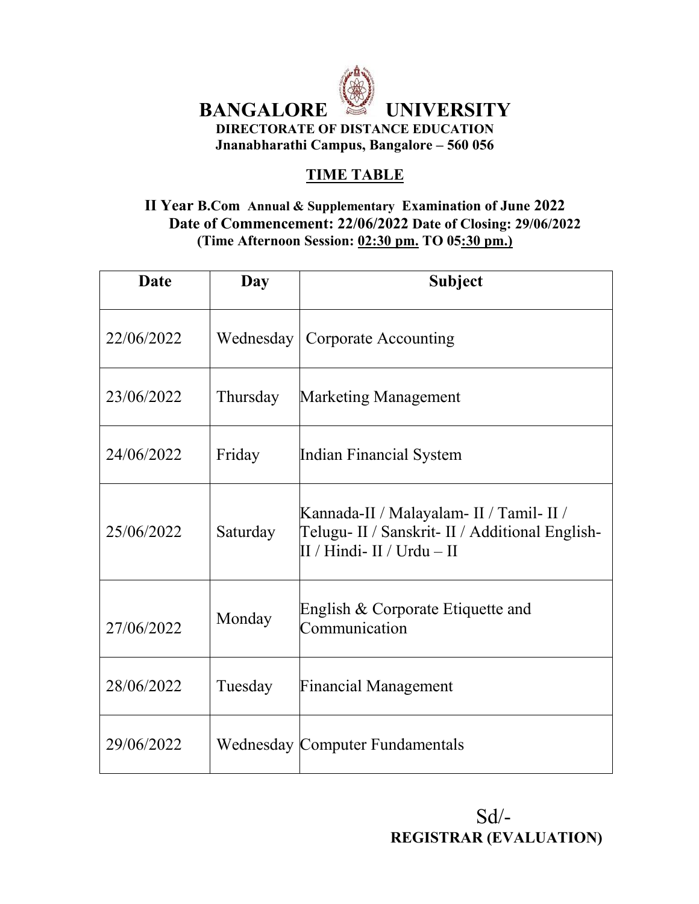# BANGALORE UNIVERSITY

**DIRECTORATE OF DISTANCE EDUCATION**
**Jnanabharathi Campus, Bangalore – 560 056**

## TIME TABLE

**II Year B.Com Annual & Supplementary Examination of June 2022**
**Date of Commencement: 22/06/2022 Date of Closing: 29/06/2022**
**(Time Afternoon Session: 02:30 pm. TO 05:30 pm.)**

| Date | Day | Subject |
|---|---|---|
| 22/06/2022 | Wednesday | Corporate Accounting |
| 23/06/2022 | Thursday | Marketing Management |
| 24/06/2022 | Friday | Indian Financial System |
| 25/06/2022 | Saturday | Kannada-II / Malayalam- II / Tamil- II / Telugu- II / Sanskrit- II / Additional English-II / Hindi- II / Urdu – II |
| 27/06/2022 | Monday | English & Corporate Etiquette and Communication |
| 28/06/2022 | Tuesday | Financial Management |
| 29/06/2022 | Wednesday | Computer Fundamentals |

Sd/-
**REGISTRAR (EVALUATION)**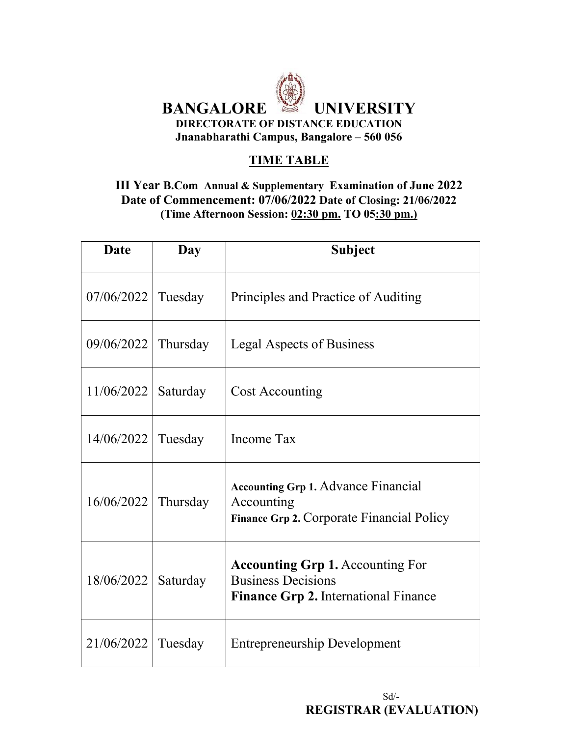# BANGALORE UNIVERSITY

**DIRECTORATE OF DISTANCE EDUCATION**
**Jnanabharathi Campus, Bangalore – 560 056**

## TIME TABLE

**III Year B.Com Annual & Supplementary Examination of June 2022**
**Date of Commencement: 07/06/2022 Date of Closing: 21/06/2022**
**(Time Afternoon Session: 02:30 pm. TO 05:30 pm.)**

| Date | Day | Subject |
|---|---|---|
| 07/06/2022 | Tuesday | Principles and Practice of Auditing |
| 09/06/2022 | Thursday | Legal Aspects of Business |
| 11/06/2022 | Saturday | Cost Accounting |
| 14/06/2022 | Tuesday | Income Tax |
| 16/06/2022 | Thursday | **Accounting Grp 1.** Advance Financial Accounting<br>**Finance Grp 2.** Corporate Financial Policy |
| 18/06/2022 | Saturday | **Accounting Grp 1.** Accounting For Business Decisions<br>**Finance Grp 2.** International Finance |
| 21/06/2022 | Tuesday | Entrepreneurship Development |

Sd/-
**REGISTRAR (EVALUATION)**